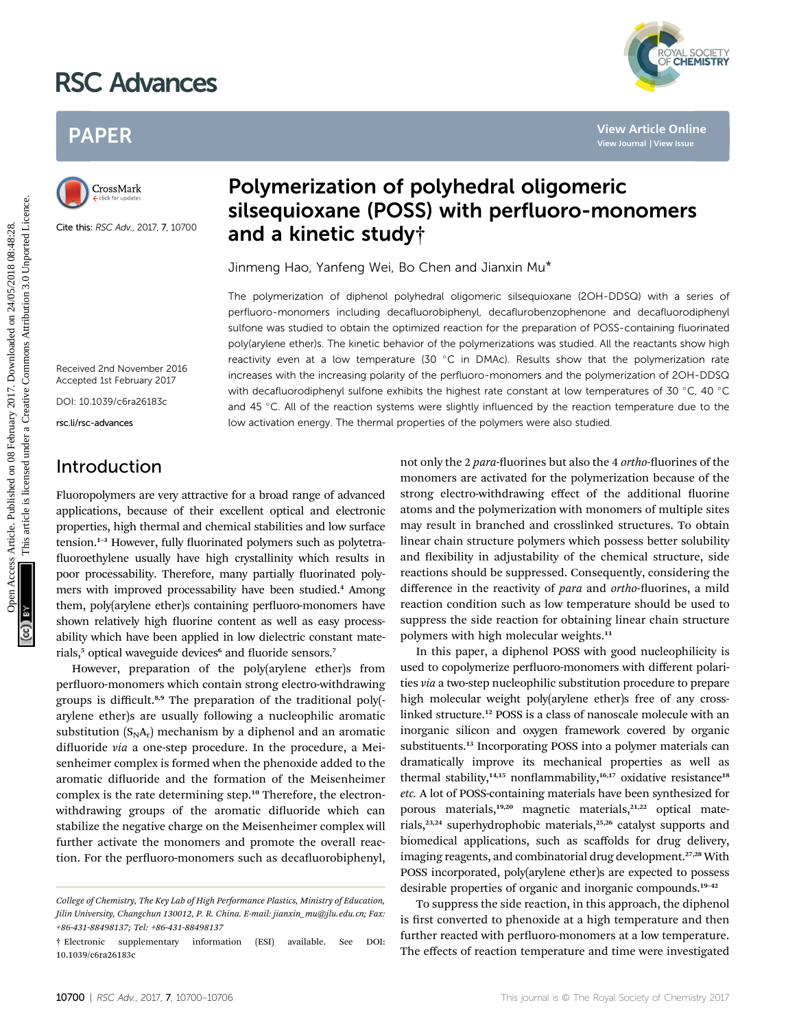# Polymerization of polyhedral oligomeric silsequioxane (POSS) with perfluoro-monomers and a kinetic study†

Jinmeng Hao, Yanfeng Wei, Bo Chen and Jianxin Mu*

Cite this: RSC Adv., 2017, 7, 10700

Received 2nd November 2016
Accepted 1st February 2017

DOI: 10.1039/c6ra26183c

rsc.li/rsc-advances

The polymerization of diphenol polyhedral oligomeric silsequioxane (2OH-DDSQ) with a series of perfluoro-monomers including decafluorobiphenyl, decaflurobenzophenone and decafluorodiphenyl sulfone was studied to obtain the optimized reaction for the preparation of POSS-containing fluorinated poly(arylene ether)s. The kinetic behavior of the polymerizations was studied. All the reactants show high reactivity even at a low temperature (30 °C in DMAc). Results show that the polymerization rate increases with the increasing polarity of the perfluoro-monomers and the polymerization of 2OH-DDSQ with decafluorodiphenyl sulfone exhibits the highest rate constant at low temperatures of 30 °C, 40 °C and 45 °C. All of the reaction systems were slightly influenced by the reaction temperature due to the low activation energy. The thermal properties of the polymers were also studied.

## Introduction

Fluoropolymers are very attractive for a broad range of advanced applications, because of their excellent optical and electronic properties, high thermal and chemical stabilities and low surface tension.[1–3] However, fully fluorinated polymers such as polytetrafluoroethylene usually have high crystallinity which results in poor processability. Therefore, many partially fluorinated polymers with improved processability have been studied.[4] Among them, poly(arylene ether)s containing perfluoro-monomers have shown relatively high fluorine content as well as easy processability which have been applied in low dielectric constant materials,[5] optical waveguide devices[6] and fluoride sensors.[7]

However, preparation of the poly(arylene ether)s from perfluoro-monomers which contain strong electro-withdrawing groups is difficult.[8,9] The preparation of the traditional poly(arylene ether)s are usually following a nucleophilic aromatic substitution ($S_NA_r$) mechanism by a diphenol and an aromatic difluoride *via* a one-step procedure. In the procedure, a Meisenheimer complex is formed when the phenoxide added to the aromatic difluoride and the formation of the Meisenheimer complex is the rate determining step.[10] Therefore, the electron-withdrawing groups of the aromatic difluoride which can stabilize the negative charge on the Meisenheimer complex will further activate the monomers and promote the overall reaction. For the perfluoro-monomers such as decafluorobiphenyl, not only the 2 *para*-fluorines but also the 4 *ortho*-fluorines of the monomers are activated for the polymerization because of the strong electro-withdrawing effect of the additional fluorine atoms and the polymerization with monomers of multiple sites may result in branched and crosslinked structures. To obtain linear chain structure polymers which possess better solubility and flexibility in adjustability of the chemical structure, side reactions should be suppressed. Consequently, considering the difference in the reactivity of *para* and *ortho*-fluorines, a mild reaction condition such as low temperature should be used to suppress the side reaction for obtaining linear chain structure polymers with high molecular weights.[11]

In this paper, a diphenol POSS with good nucleophilicity is used to copolymerize perfluoro-monomers with different polarities *via* a two-step nucleophilic substitution procedure to prepare high molecular weight poly(arylene ether)s free of any crosslinked structure.[12] POSS is a class of nanoscale molecule with an inorganic silicon and oxygen framework covered by organic substituents.[13] Incorporating POSS into a polymer materials can dramatically improve its mechanical properties as well as thermal stability,[14,15] nonflammability,[16,17] oxidative resistance[18] *etc.* A lot of POSS-containing materials have been synthesized for porous materials,[19,20] magnetic materials,[21,22] optical materials,[23,24] superhydrophobic materials,[25,26] catalyst supports and biomedical applications, such as scaffolds for drug delivery, imaging reagents, and combinatorial drug development.[27,28] With POSS incorporated, poly(arylene ether)s are expected to possess desirable properties of organic and inorganic compounds.[19–42]

To suppress the side reaction, in this approach, the diphenol is first converted to phenoxide at a high temperature and then further reacted with perfluoro-monomers at a low temperature. The effects of reaction temperature and time were investigated

*College of Chemistry, The Key Lab of High Performance Plastics, Ministry of Education, Jilin University, Changchun 130012, P. R. China. E-mail: jianxin_mu@jlu.edu.cn; Fax: +86-431-88498137; Tel: +86-431-88498137*

† Electronic supplementary information (ESI) available. See DOI: 10.1039/c6ra26183c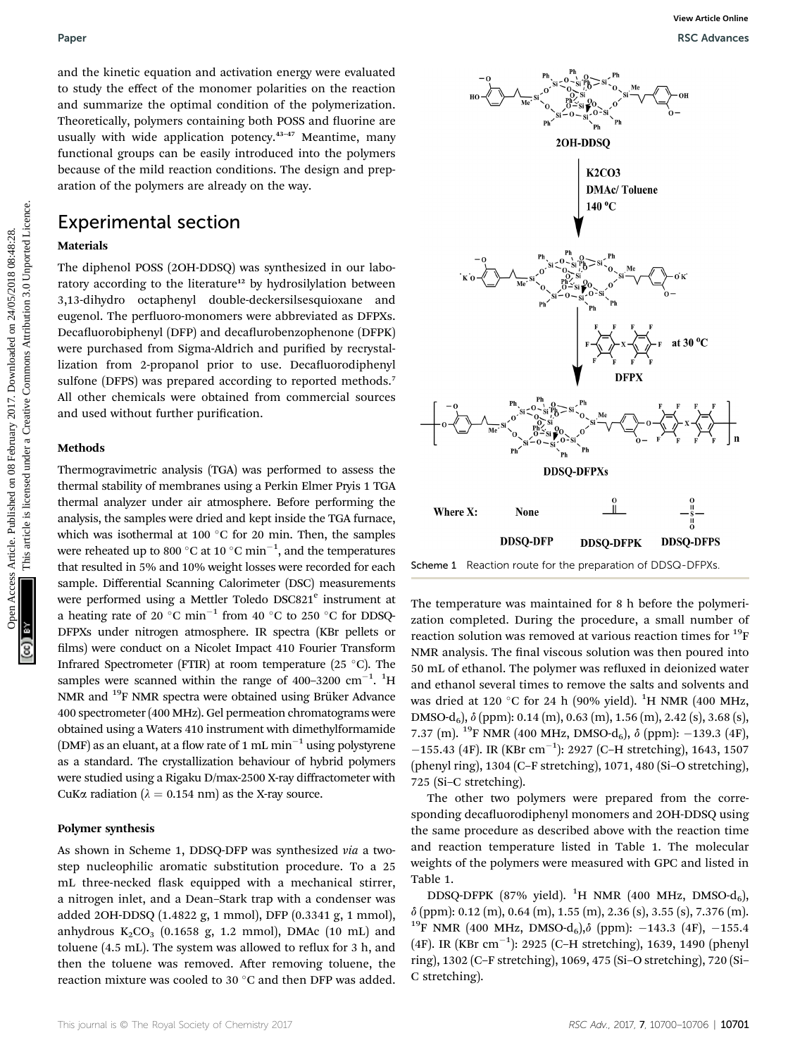and the kinetic equation and activation energy were evaluated to study the effect of the monomer polarities on the reaction and summarize the optimal condition of the polymerization. Theoretically, polymers containing both POSS and fluorine are usually with wide application potency.[43–47] Meantime, many functional groups can be easily introduced into the polymers because of the mild reaction conditions. The design and preparation of the polymers are already on the way.

## Experimental section

### Materials

The diphenol POSS (2OH-DDSQ) was synthesized in our laboratory according to the literature[12] by hydrosilylation between 3,13-dihydro octaphenyl double-deckersilsesquioxane and eugenol. The perfluoro-monomers were abbreviated as DFPXs. Decafluorobiphenyl (DFP) and decaflurobenzophenone (DFPK) were purchased from Sigma-Aldrich and purified by recrystallization from 2-propanol prior to use. Decafluorodiphenyl sulfone (DFPS) was prepared according to reported methods.[7] All other chemicals were obtained from commercial sources and used without further purification.

### Methods

Thermogravimetric analysis (TGA) was performed to assess the thermal stability of membranes using a Perkin Elmer Pryis 1 TGA thermal analyzer under air atmosphere. Before performing the analysis, the samples were dried and kept inside the TGA furnace, which was isothermal at 100 °C for 20 min. Then, the samples were reheated up to 800 °C at 10 °C $min^{-1}$, and the temperatures that resulted in 5% and 10% weight losses were recorded for each sample. Differential Scanning Calorimeter (DSC) measurements were performed using a Mettler Toledo DSC821$^e$ instrument at a heating rate of 20 °C $min^{-1}$ from 40 °C to 250 °C for DDSQ-DFPXs under nitrogen atmosphere. IR spectra (KBr pellets or films) were conduct on a Nicolet Impact 410 Fourier Transform Infrared Spectrometer (FTIR) at room temperature (25 °C). The samples were scanned within the range of 400–3200 $cm^{-1}$. $^1$H NMR and $^{19}$F NMR spectra were obtained using Brüker Advance 400 spectrometer (400 MHz). Gel permeation chromatograms were obtained using a Waters 410 instrument with dimethylformamide (DMF) as an eluant, at a flow rate of 1 mL $min^{-1}$ using polystyrene as a standard. The crystallization behaviour of hybrid polymers were studied using a Rigaku D/max-2500 X-ray diffractometer with CuKα radiation ($\lambda = 0.154$ nm) as the X-ray source.

### Polymer synthesis

As shown in Scheme 1, DDSQ-DFP was synthesized *via* a two-step nucleophilic aromatic substitution procedure. To a 25 mL three-necked flask equipped with a mechanical stirrer, a nitrogen inlet, and a Dean–Stark trap with a condenser was added 2OH-DDSQ (1.4822 g, 1 mmol), DFP (0.3341 g, 1 mmol), anhydrous $K_2CO_3$ (0.1658 g, 1.2 mmol), DMAc (10 mL) and toluene (4.5 mL). The system was allowed to reflux for 3 h, and then the toluene was removed. After removing toluene, the reaction mixture was cooled to 30 °C and then DFP was added.

Scheme 1 Reaction route for the preparation of DDSQ-DFPXs.

The temperature was maintained for 8 h before the polymerization completed. During the procedure, a small number of reaction solution was removed at various reaction times for $^{19}$F NMR analysis. The final viscous solution was then poured into 50 mL of ethanol. The polymer was refluxed in deionized water and ethanol several times to remove the salts and solvents and was dried at 120 °C for 24 h (90% yield). $^1$H NMR (400 MHz, DMSO-d$_6$), $\delta$ (ppm): 0.14 (m), 0.63 (m), 1.56 (m), 2.42 (s), 3.68 (s), 7.37 (m). $^{19}$F NMR (400 MHz, DMSO-d$_6$), $\delta$ (ppm): −139.3 (4F), −155.43 (4F). IR (KBr $cm^{-1}$): 2927 (C–H stretching), 1643, 1507 (phenyl ring), 1304 (C–F stretching), 1071, 480 (Si–O stretching), 725 (Si–C stretching).

The other two polymers were prepared from the corresponding decafluorodiphenyl monomers and 2OH-DDSQ using the same procedure as described above with the reaction time and reaction temperature listed in Table 1. The molecular weights of the polymers were measured with GPC and listed in Table 1.

DDSQ-DFPK (87% yield). $^1$H NMR (400 MHz, DMSO-d$_6$), $\delta$ (ppm): 0.12 (m), 0.64 (m), 1.55 (m), 2.36 (s), 3.55 (s), 7.376 (m). $^{19}$F NMR (400 MHz, DMSO-d$_6$),$\delta$ (ppm): −143.3 (4F), −155.4 (4F). IR (KBr $cm^{-1}$): 2925 (C–H stretching), 1639, 1490 (phenyl ring), 1302 (C–F stretching), 1069, 475 (Si–O stretching), 720 (Si–C stretching).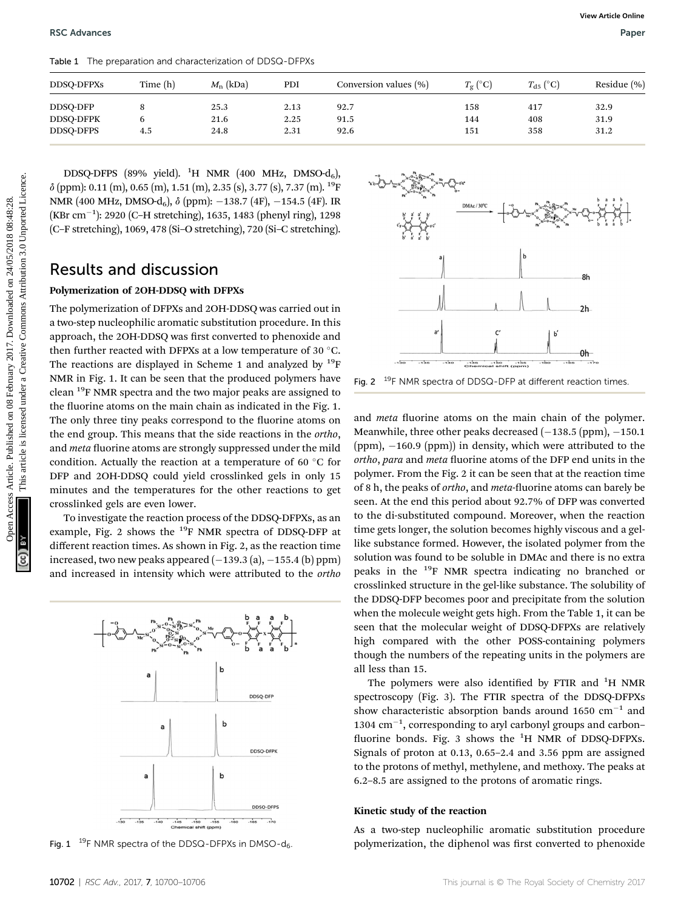Table 1 The preparation and characterization of DDSQ-DFPXs

| DDSQ-DFPXs | Time (h) | $M_n$ (kDa) | PDI | Conversion values (%) | $T_g$ (°C) | $T_{d5}$ (°C) | Residue (%) |
|---|---|---|---|---|---|---|---|
| DDSQ-DFP | 8 | 25.3 | 2.13 | 92.7 | 158 | 417 | 32.9 |
| DDSQ-DFPK | 6 | 21.6 | 2.25 | 91.5 | 144 | 408 | 31.9 |
| DDSQ-DFPS | 4.5 | 24.8 | 2.31 | 92.6 | 151 | 358 | 31.2 |

DDSQ-DFPS (89% yield). $^1$H NMR (400 MHz, DMSO-d$_6$), $\delta$ (ppm): 0.11 (m), 0.65 (m), 1.51 (m), 2.35 (s), 3.77 (s), 7.37 (m). $^{19}$F NMR (400 MHz, DMSO-d$_6$), $\delta$ (ppm): −138.7 (4F), −154.5 (4F). IR (KBr cm$^{-1}$): 2920 (C–H stretching), 1635, 1483 (phenyl ring), 1298 (C–F stretching), 1069, 478 (Si–O stretching), 720 (Si–C stretching).

## Results and discussion

### Polymerization of 2OH-DDSQ with DFPXs

The polymerization of DFPXs and 2OH-DDSQ was carried out in a two-step nucleophilic aromatic substitution procedure. In this approach, the 2OH-DDSQ was first converted to phenoxide and then further reacted with DFPXs at a low temperature of 30 °C. The reactions are displayed in Scheme 1 and analyzed by $^{19}$F NMR in Fig. 1. It can be seen that the produced polymers have clean $^{19}$F NMR spectra and the two major peaks are assigned to the fluorine atoms on the main chain as indicated in the Fig. 1. The only three tiny peaks correspond to the fluorine atoms on the end group. This means that the side reactions in the *ortho*, and *meta* fluorine atoms are strongly suppressed under the mild condition. Actually the reaction at a temperature of 60 °C for DFP and 2OH-DDSQ could yield crosslinked gels in only 15 minutes and the temperatures for the other reactions to get crosslinked gels are even lower.

To investigate the reaction process of the DDSQ-DFPXs, as an example, Fig. 2 shows the $^{19}$F NMR spectra of DDSQ-DFP at different reaction times. As shown in Fig. 2, as the reaction time increased, two new peaks appeared (−139.3 (a), −155.4 (b) ppm) and increased in intensity which were attributed to the *ortho* and *meta* fluorine atoms on the main chain of the polymer. Meanwhile, three other peaks decreased (−138.5 (ppm), −150.1 (ppm), −160.9 (ppm)) in density, which were attributed to the *ortho*, *para* and *meta* fluorine atoms of the DFP end units in the polymer. From the Fig. 2 it can be seen that at the reaction time of 8 h, the peaks of *ortho*, and *meta*-fluorine atoms can barely be seen. At the end this period about 92.7% of DFP was converted to the di-substituted compound. Moreover, when the reaction time gets longer, the solution becomes highly viscous and a gel-like substance formed. However, the isolated polymer from the solution was found to be soluble in DMAc and there is no extra peaks in the $^{19}$F NMR spectra indicating no branched or crosslinked structure in the gel-like substance. The solubility of the DDSQ-DFP becomes poor and precipitate from the solution when the molecule weight gets high. From the Table 1, it can be seen that the molecular weight of DDSQ-DFPXs are relatively high compared with the other POSS-containing polymers though the numbers of the repeating units in the polymers are all less than 15.

Fig. 1 $^{19}$F NMR spectra of the DDSQ-DFPXs in DMSO-d$_6$.

Fig. 2 $^{19}$F NMR spectra of DDSQ-DFP at different reaction times.

The polymers were also identified by FTIR and $^1$H NMR spectroscopy (Fig. 3). The FTIR spectra of the DDSQ-DFPXs show characteristic absorption bands around 1650 cm$^{-1}$ and 1304 cm$^{-1}$, corresponding to aryl carbonyl groups and carbon–fluorine bonds. Fig. 3 shows the $^1$H NMR of DDSQ-DFPXs. Signals of proton at 0.13, 0.65–2.4 and 3.56 ppm are assigned to the protons of methyl, methylene, and methoxy. The peaks at 6.2–8.5 are assigned to the protons of aromatic rings.

### Kinetic study of the reaction

As a two-step nucleophilic aromatic substitution procedure polymerization, the diphenol was first converted to phenoxide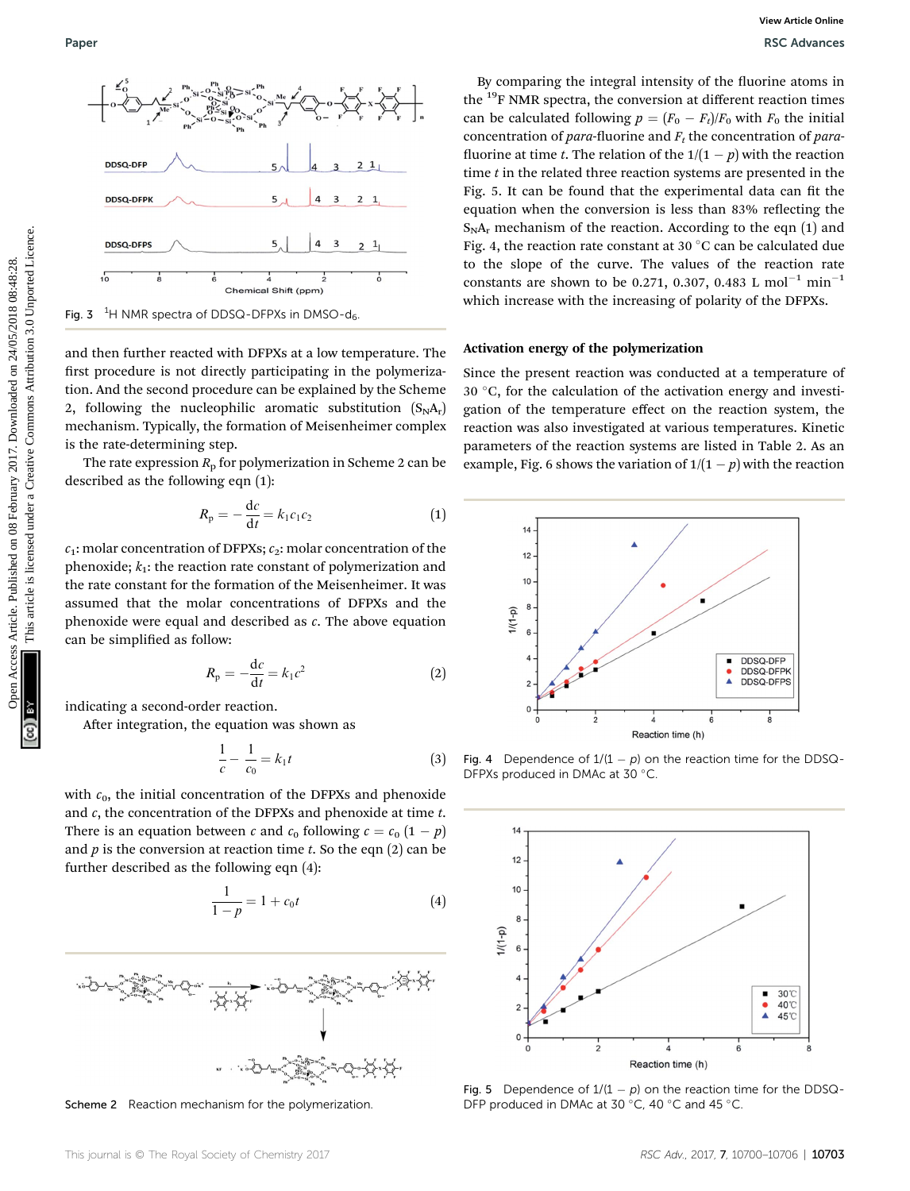Fig. 3 $^{1}$H NMR spectra of DDSQ-DFPXs in DMSO-$d_6$.

and then further reacted with DFPXs at a low temperature. The first procedure is not directly participating in the polymerization. And the second procedure can be explained by the Scheme 2, following the nucleophilic aromatic substitution ($S_NA_r$) mechanism. Typically, the formation of Meisenheimer complex is the rate-determining step.

The rate expression $R_p$ for polymerization in Scheme 2 can be described as the following eqn (1):

$$R_p = -\frac{dc}{dt} = k_1 c_1 c_2 \tag{1}$$

$c_1$: molar concentration of DFPXs; $c_2$: molar concentration of the phenoxide; $k_1$: the reaction rate constant of polymerization and the rate constant for the formation of the Meisenheimer. It was assumed that the molar concentrations of DFPXs and the phenoxide were equal and described as $c$. The above equation can be simplified as follow:

$$R_p = -\frac{dc}{dt} = k_1 c^2 \tag{2}$$

indicating a second-order reaction.

After integration, the equation was shown as

$$\frac{1}{c} - \frac{1}{c_0} = k_1 t \tag{3}$$

with $c_0$, the initial concentration of the DFPXs and phenoxide and $c$, the concentration of the DFPXs and phenoxide at time $t$. There is an equation between $c$ and $c_0$ following $c = c_0(1 - p)$ and $p$ is the conversion at reaction time $t$. So the eqn (2) can be further described as the following eqn (4):

$$\frac{1}{1-p} = 1 + c_0 t \tag{4}$$

Scheme 2 Reaction mechanism for the polymerization.

By comparing the integral intensity of the fluorine atoms in the $^{19}$F NMR spectra, the conversion at different reaction times can be calculated following $p = (F_0 - F_t)/F_0$ with $F_0$ the initial concentration of *para*-fluorine and $F_t$ the concentration of *para*-fluorine at time $t$. The relation of the $1/(1 - p)$ with the reaction time $t$ in the related three reaction systems are presented in the Fig. 5. It can be found that the experimental data can fit the equation when the conversion is less than 83% reflecting the $S_NA_r$ mechanism of the reaction. According to the eqn (1) and Fig. 4, the reaction rate constant at 30 °C can be calculated due to the slope of the curve. The values of the reaction rate constants are shown to be 0.271, 0.307, 0.483 L mol$^{-1}$ min$^{-1}$ which increase with the increasing of polarity of the DFPXs.

### Activation energy of the polymerization

Since the present reaction was conducted at a temperature of 30 °C, for the calculation of the activation energy and investigation of the temperature effect on the reaction system, the reaction was also investigated at various temperatures. Kinetic parameters of the reaction systems are listed in Table 2. As an example, Fig. 6 shows the variation of $1/(1 - p)$ with the reaction

Fig. 4 Dependence of $1/(1 - p)$ on the reaction time for the DDSQ-DFPXs produced in DMAc at 30 °C.

Fig. 5 Dependence of $1/(1 - p)$ on the reaction time for the DDSQ-DFP produced in DMAc at 30 °C, 40 °C and 45 °C.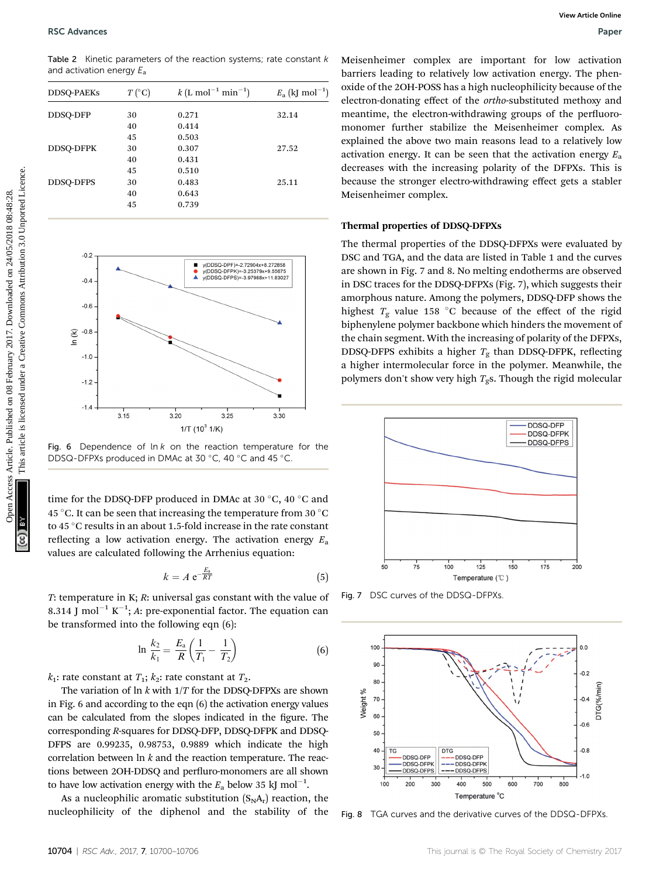Table 2 Kinetic parameters of the reaction systems; rate constant $k$ and activation energy $E_a$

| DDSQ-PAEKs | $T$ (°C) | $k$ (L mol$^{-1}$ min$^{-1}$) | $E_a$ (kJ mol$^{-1}$) |
|---|---|---|---|
| DDSQ-DFP | 30 | 0.271 | 32.14 |
| | 40 | 0.414 | |
| | 45 | 0.503 | |
| DDSQ-DFPK | 30 | 0.307 | 27.52 |
| | 40 | 0.431 | |
| | 45 | 0.510 | |
| DDSQ-DFPS | 30 | 0.483 | 25.11 |
| | 40 | 0.643 | |
| | 45 | 0.739 | |

Fig. 6 Dependence of ln $k$ on the reaction temperature for the DDSQ-DFPXs produced in DMAc at 30 °C, 40 °C and 45 °C.

time for the DDSQ-DFP produced in DMAc at 30 °C, 40 °C and 45 °C. It can be seen that increasing the temperature from 30 °C to 45 °C results in an about 1.5-fold increase in the rate constant reflecting a low activation energy. The activation energy $E_a$ values are calculated following the Arrhenius equation:

$$k = A\,e^{-\frac{E_a}{RT}} \tag{5}$$

$T$: temperature in K; $R$: universal gas constant with the value of 8.314 J mol$^{-1}$ K$^{-1}$; $A$: pre-exponential factor. The equation can be transformed into the following eqn (6):

$$\ln\frac{k_2}{k_1} = \frac{E_a}{R}\left(\frac{1}{T_1} - \frac{1}{T_2}\right) \tag{6}$$

$k_1$: rate constant at $T_1$; $k_2$: rate constant at $T_2$.

The variation of ln $k$ with 1/$T$ for the DDSQ-DFPXs are shown in Fig. 6 and according to the eqn (6) the activation energy values can be calculated from the slopes indicated in the figure. The corresponding $R$-squares for DDSQ-DFP, DDSQ-DFPK and DDSQ-DFPS are 0.99235, 0.98753, 0.9889 which indicate the high correlation between ln $k$ and the reaction temperature. The reactions between 2OH-DDSQ and perfluro-monomers are all shown to have low activation energy with the $E_a$ below 35 kJ mol$^{-1}$.

As a nucleophilic aromatic substitution ($S_NA_r$) reaction, the nucleophilicity of the diphenol and the stability of the Meisenheimer complex are important for low activation barriers leading to relatively low activation energy. The phenoxide of the 2OH-POSS has a high nucleophilicity because of the electron-donating effect of the *ortho*-substituted methoxy and meantime, the electron-withdrawing groups of the perfluoromonomer further stabilize the Meisenheimer complex. As explained the above two main reasons lead to a relatively low activation energy. It can be seen that the activation energy $E_a$ decreases with the increasing polarity of the DFPXs. This is because the stronger electro-withdrawing effect gets a stabler Meisenheimer complex.

### Thermal properties of DDSQ-DFPXs

The thermal properties of the DDSQ-DFPXs were evaluated by DSC and TGA, and the data are listed in Table 1 and the curves are shown in Fig. 7 and 8. No melting endotherms are observed in DSC traces for the DDSQ-DFPXs (Fig. 7), which suggests their amorphous nature. Among the polymers, DDSQ-DFP shows the highest $T_g$ value 158 °C because of the effect of the rigid biphenylene polymer backbone which hinders the movement of the chain segment. With the increasing of polarity of the DFPXs, DDSQ-DFPS exhibits a higher $T_g$ than DDSQ-DFPK, reflecting a higher intermolecular force in the polymer. Meanwhile, the polymers don't show very high $T_g$s. Though the rigid molecular

Fig. 7 DSC curves of the DDSQ-DFPXs.

Fig. 8 TGA curves and the derivative curves of the DDSQ-DFPXs.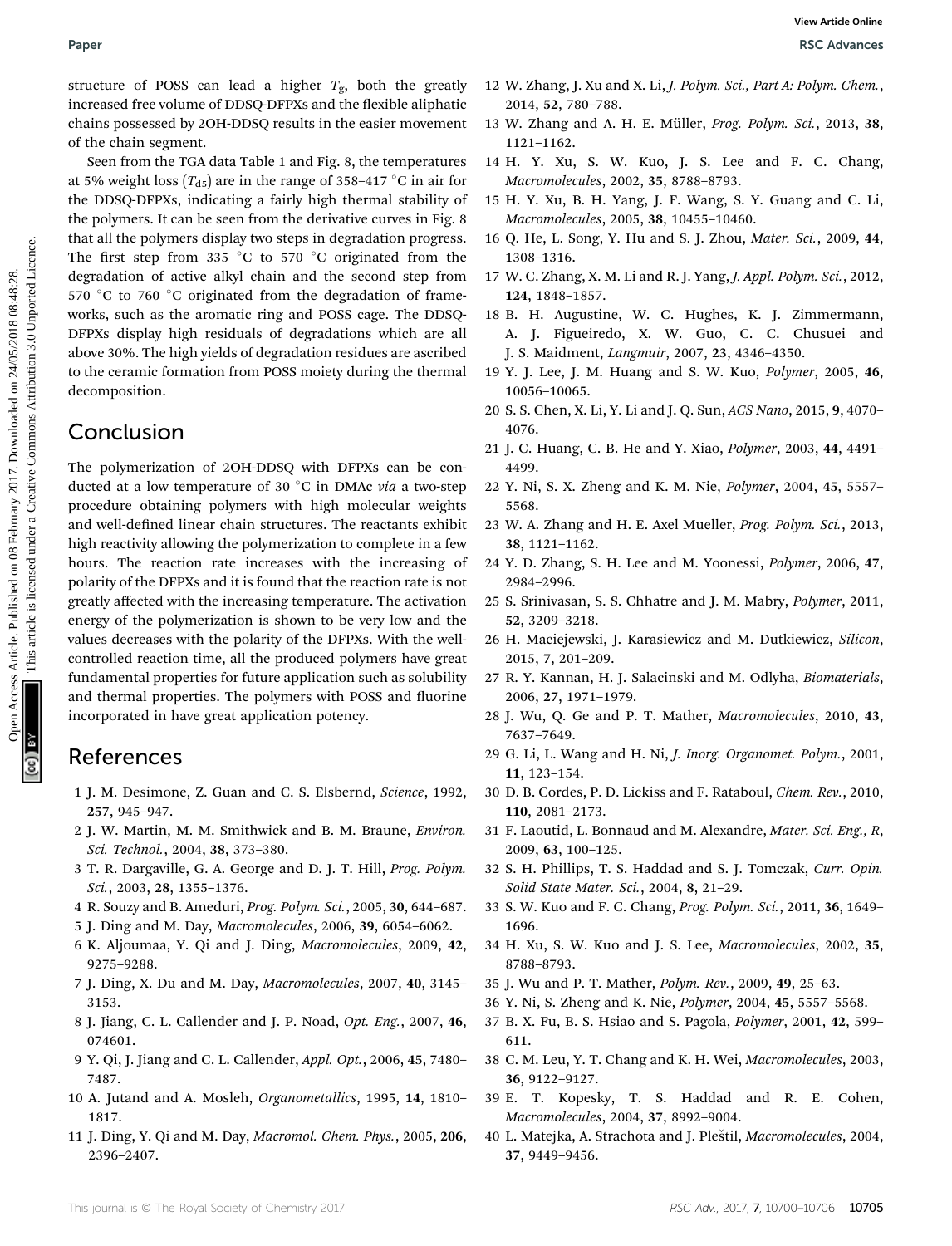structure of POSS can lead a higher $T_g$, both the greatly increased free volume of DDSQ-DFPXs and the flexible aliphatic chains possessed by 2OH-DDSQ results in the easier movement of the chain segment.

Seen from the TGA data Table 1 and Fig. 8, the temperatures at 5% weight loss ($T_{d5}$) are in the range of 358–417 °C in air for the DDSQ-DFPXs, indicating a fairly high thermal stability of the polymers. It can be seen from the derivative curves in Fig. 8 that all the polymers display two steps in degradation progress. The first step from 335 °C to 570 °C originated from the degradation of active alkyl chain and the second step from 570 °C to 760 °C originated from the degradation of frameworks, such as the aromatic ring and POSS cage. The DDSQ-DFPXs display high residuals of degradations which are all above 30%. The high yields of degradation residues are ascribed to the ceramic formation from POSS moiety during the thermal decomposition.

## Conclusion

The polymerization of 2OH-DDSQ with DFPXs can be conducted at a low temperature of 30 °C in DMAc *via* a two-step procedure obtaining polymers with high molecular weights and well-defined linear chain structures. The reactants exhibit high reactivity allowing the polymerization to complete in a few hours. The reaction rate increases with the increasing of polarity of the DFPXs and it is found that the reaction rate is not greatly affected with the increasing temperature. The activation energy of the polymerization is shown to be very low and the values decreases with the polarity of the DFPXs. With the well-controlled reaction time, all the produced polymers have great fundamental properties for future application such as solubility and thermal properties. The polymers with POSS and fluorine incorporated in have great application potency.

## References

1 J. M. Desimone, Z. Guan and C. S. Elsbernd, *Science*, 1992, **257**, 945–947.
2 J. W. Martin, M. M. Smithwick and B. M. Braune, *Environ. Sci. Technol.*, 2004, **38**, 373–380.
3 T. R. Dargaville, G. A. George and D. J. T. Hill, *Prog. Polym. Sci.*, 2003, **28**, 1355–1376.
4 R. Souzy and B. Ameduri, *Prog. Polym. Sci.*, 2005, **30**, 644–687.
5 J. Ding and M. Day, *Macromolecules*, 2006, **39**, 6054–6062.
6 K. Aljoumaa, Y. Qi and J. Ding, *Macromolecules*, 2009, **42**, 9275–9288.
7 J. Ding, X. Du and M. Day, *Macromolecules*, 2007, **40**, 3145–3153.
8 J. Jiang, C. L. Callender and J. P. Noad, *Opt. Eng.*, 2007, **46**, 074601.
9 Y. Qi, J. Jiang and C. L. Callender, *Appl. Opt.*, 2006, **45**, 7480–7487.
10 A. Jutand and A. Mosleh, *Organometallics*, 1995, **14**, 1810–1817.
11 J. Ding, Y. Qi and M. Day, *Macromol. Chem. Phys.*, 2005, **206**, 2396–2407.
12 W. Zhang, J. Xu and X. Li, *J. Polym. Sci., Part A: Polym. Chem.*, 2014, **52**, 780–788.
13 W. Zhang and A. H. E. Müller, *Prog. Polym. Sci.*, 2013, **38**, 1121–1162.
14 H. Y. Xu, S. W. Kuo, J. S. Lee and F. C. Chang, *Macromolecules*, 2002, **35**, 8788–8793.
15 H. Y. Xu, B. H. Yang, J. F. Wang, S. Y. Guang and C. Li, *Macromolecules*, 2005, **38**, 10455–10460.
16 Q. He, L. Song, Y. Hu and S. J. Zhou, *Mater. Sci.*, 2009, **44**, 1308–1316.
17 W. C. Zhang, X. M. Li and R. J. Yang, *J. Appl. Polym. Sci.*, 2012, **124**, 1848–1857.
18 B. H. Augustine, W. C. Hughes, K. J. Zimmermann, A. J. Figueiredo, X. W. Guo, C. C. Chusuei and J. S. Maidment, *Langmuir*, 2007, **23**, 4346–4350.
19 Y. J. Lee, J. M. Huang and S. W. Kuo, *Polymer*, 2005, **46**, 10056–10065.
20 S. S. Chen, X. Li, Y. Li and J. Q. Sun, *ACS Nano*, 2015, **9**, 4070–4076.
21 J. C. Huang, C. B. He and Y. Xiao, *Polymer*, 2003, **44**, 4491–4499.
22 Y. Ni, S. X. Zheng and K. M. Nie, *Polymer*, 2004, **45**, 5557–5568.
23 W. A. Zhang and H. E. Axel Mueller, *Prog. Polym. Sci.*, 2013, **38**, 1121–1162.
24 Y. D. Zhang, S. H. Lee and M. Yoonessi, *Polymer*, 2006, **47**, 2984–2996.
25 S. Srinivasan, S. S. Chhatre and J. M. Mabry, *Polymer*, 2011, **52**, 3209–3218.
26 H. Maciejewski, J. Karasiewicz and M. Dutkiewicz, *Silicon*, 2015, **7**, 201–209.
27 R. Y. Kannan, H. J. Salacinski and M. Odlyha, *Biomaterials*, 2006, **27**, 1971–1979.
28 J. Wu, Q. Ge and P. T. Mather, *Macromolecules*, 2010, **43**, 7637–7649.
29 G. Li, L. Wang and H. Ni, *J. Inorg. Organomet. Polym.*, 2001, **11**, 123–154.
30 D. B. Cordes, P. D. Lickiss and F. Rataboul, *Chem. Rev.*, 2010, **110**, 2081–2173.
31 F. Laoutid, L. Bonnaud and M. Alexandre, *Mater. Sci. Eng., R*, 2009, **63**, 100–125.
32 S. H. Phillips, T. S. Haddad and S. J. Tomczak, *Curr. Opin. Solid State Mater. Sci.*, 2004, **8**, 21–29.
33 S. W. Kuo and F. C. Chang, *Prog. Polym. Sci.*, 2011, **36**, 1649–1696.
34 H. Xu, S. W. Kuo and J. S. Lee, *Macromolecules*, 2002, **35**, 8788–8793.
35 J. Wu and P. T. Mather, *Polym. Rev.*, 2009, **49**, 25–63.
36 Y. Ni, S. Zheng and K. Nie, *Polymer*, 2004, **45**, 5557–5568.
37 B. X. Fu, B. S. Hsiao and S. Pagola, *Polymer*, 2001, **42**, 599–611.
38 C. M. Leu, Y. T. Chang and K. H. Wei, *Macromolecules*, 2003, **36**, 9122–9127.
39 E. T. Kopesky, T. S. Haddad and R. E. Cohen, *Macromolecules*, 2004, **37**, 8992–9004.
40 L. Matejka, A. Strachota and J. Pleštil, *Macromolecules*, 2004, **37**, 9449–9456.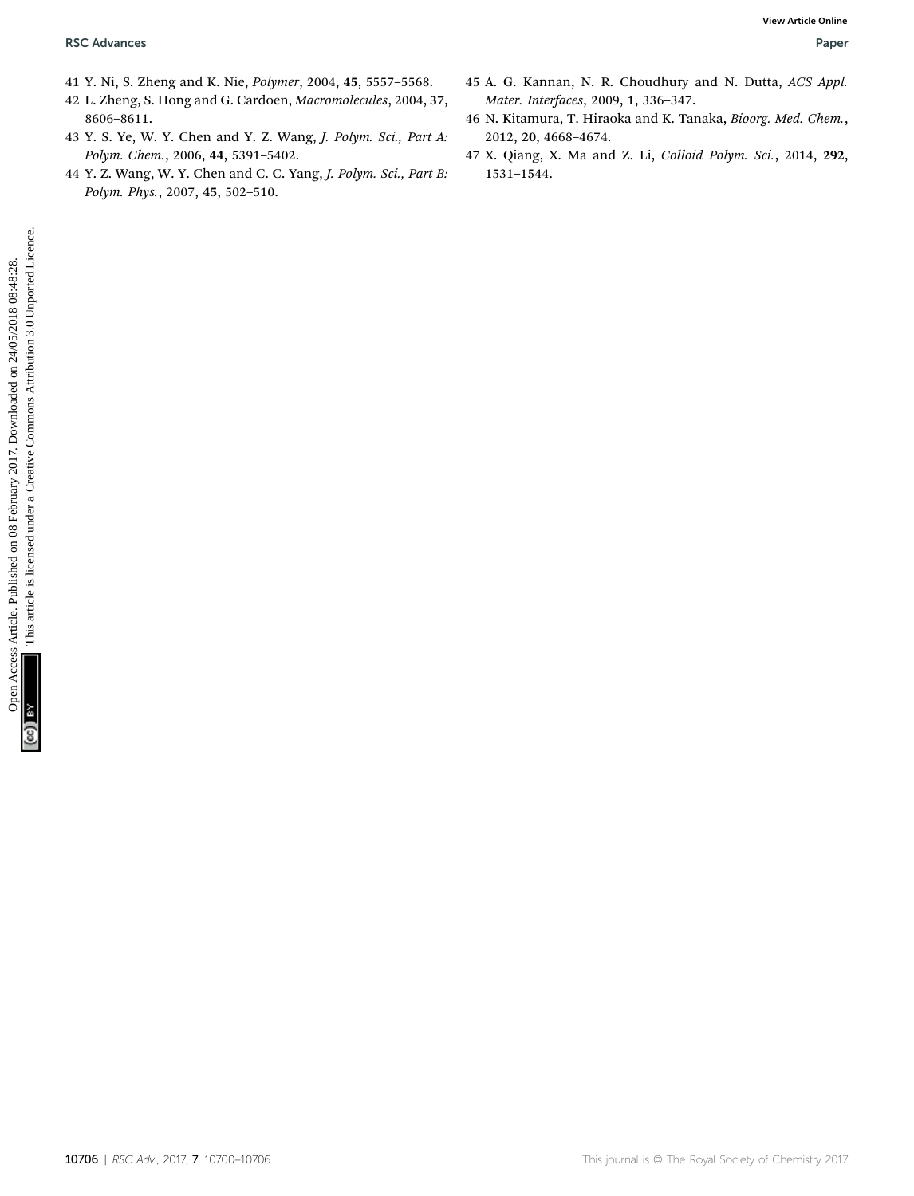41 Y. Ni, S. Zheng and K. Nie, *Polymer*, 2004, **45**, 5557–5568.

42 L. Zheng, S. Hong and G. Cardoen, *Macromolecules*, 2004, **37**, 8606–8611.

43 Y. S. Ye, W. Y. Chen and Y. Z. Wang, *J. Polym. Sci., Part A: Polym. Chem.*, 2006, **44**, 5391–5402.

44 Y. Z. Wang, W. Y. Chen and C. C. Yang, *J. Polym. Sci., Part B: Polym. Phys.*, 2007, **45**, 502–510.

45 A. G. Kannan, N. R. Choudhury and N. Dutta, *ACS Appl. Mater. Interfaces*, 2009, **1**, 336–347.

46 N. Kitamura, T. Hiraoka and K. Tanaka, *Bioorg. Med. Chem.*, 2012, **20**, 4668–4674.

47 X. Qiang, X. Ma and Z. Li, *Colloid Polym. Sci.*, 2014, **292**, 1531–1544.